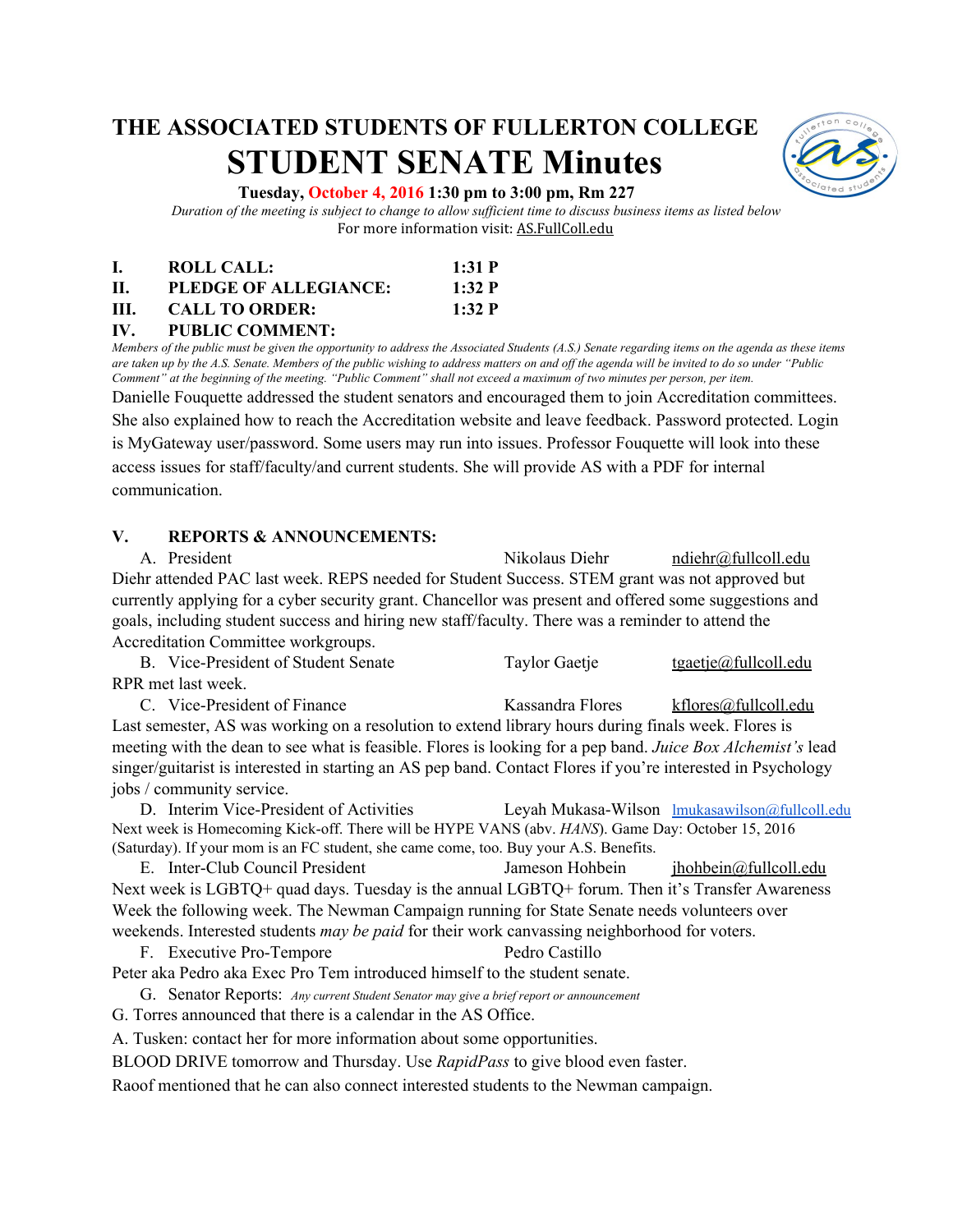# THE ASSOCIATED STUDENTS OF FULLERTON COLLEGE

# STUDENT SENATE Minutes

**Tuesday, October 4, 2016 1:30 pm to 3:00 pm, Rm 227**

*Duration of the meeting is subject to change to allow sufficient time to discuss business items as listed below*

For more information visit: AS.FullColl.edu

**I. ROLL CALL: 1:31 P**

**II. PLEDGE OF ALLEGIANCE: 1:32 P**

**III. CALL TO ORDER: 1:32 P**

**IV. PUBLIC COMMENT:**

*Members of the public must be given the opportunity to address the Associated Students (A.S.) Senate regarding items on the agenda as these items are taken up by the A.S. Senate. Members of the public wishing to address matters on and off the agenda will be invited to do so under "Public Comment" at the beginning of the meeting. "Public Comment" shall not exceed a maximum of two minutes per person, per item.*

Danielle Fouquette addressed the student senators and encouraged them to join Accreditation committees. She also explained how to reach the Accreditation website and leave feedback. Password protected. Login is MyGateway user/password. Some users may run into issues. Professor Fouquette will look into these access issues for staff/faculty/and current students. She will provide AS with a PDF for internal communication.

**V. REPORTS & ANNOUNCEMENTS:**

A. President — Nikolaus Diehr — ndiehr@fullcoll.edu

Diehr attended PAC last week. REPS needed for Student Success. STEM grant was not approved but currently applying for a cyber security grant. Chancellor was present and offered some suggestions and goals, including student success and hiring new staff/faculty. There was a reminder to attend the Accreditation Committee workgroups.

B. Vice-President of Student Senate — Taylor Gaetje — tgaetje@fullcoll.edu

RPR met last week.

C. Vice-President of Finance — Kassandra Flores — kflores@fullcoll.edu

Last semester, AS was working on a resolution to extend library hours during finals week. Flores is meeting with the dean to see what is feasible. Flores is looking for a pep band. *Juice Box Alchemist's* lead singer/guitarist is interested in starting an AS pep band. Contact Flores if you're interested in Psychology jobs / community service.

D. Interim Vice-President of Activities — Leyah Mukasa-Wilson — lmukasawilson@fullcoll.edu

Next week is Homecoming Kick-off. There will be HYPE VANS (abv. *HANS*). Game Day: October 15, 2016 (Saturday). If your mom is an FC student, she came come, too. Buy your A.S. Benefits.

E. Inter-Club Council President — Jameson Hohbein — jhohbein@fullcoll.edu

Next week is LGBTQ+ quad days. Tuesday is the annual LGBTQ+ forum. Then it's Transfer Awareness Week the following week. The Newman Campaign running for State Senate needs volunteers over weekends. Interested students *may be paid* for their work canvassing neighborhood for voters.

F. Executive Pro-Tempore — Pedro Castillo

Peter aka Pedro aka Exec Pro Tem introduced himself to the student senate.

G. Senator Reports: *Any current Student Senator may give a brief report or announcement*

G. Torres announced that there is a calendar in the AS Office.

A. Tusken: contact her for more information about some opportunities.

BLOOD DRIVE tomorrow and Thursday. Use *RapidPass* to give blood even faster.

Raoof mentioned that he can also connect interested students to the Newman campaign.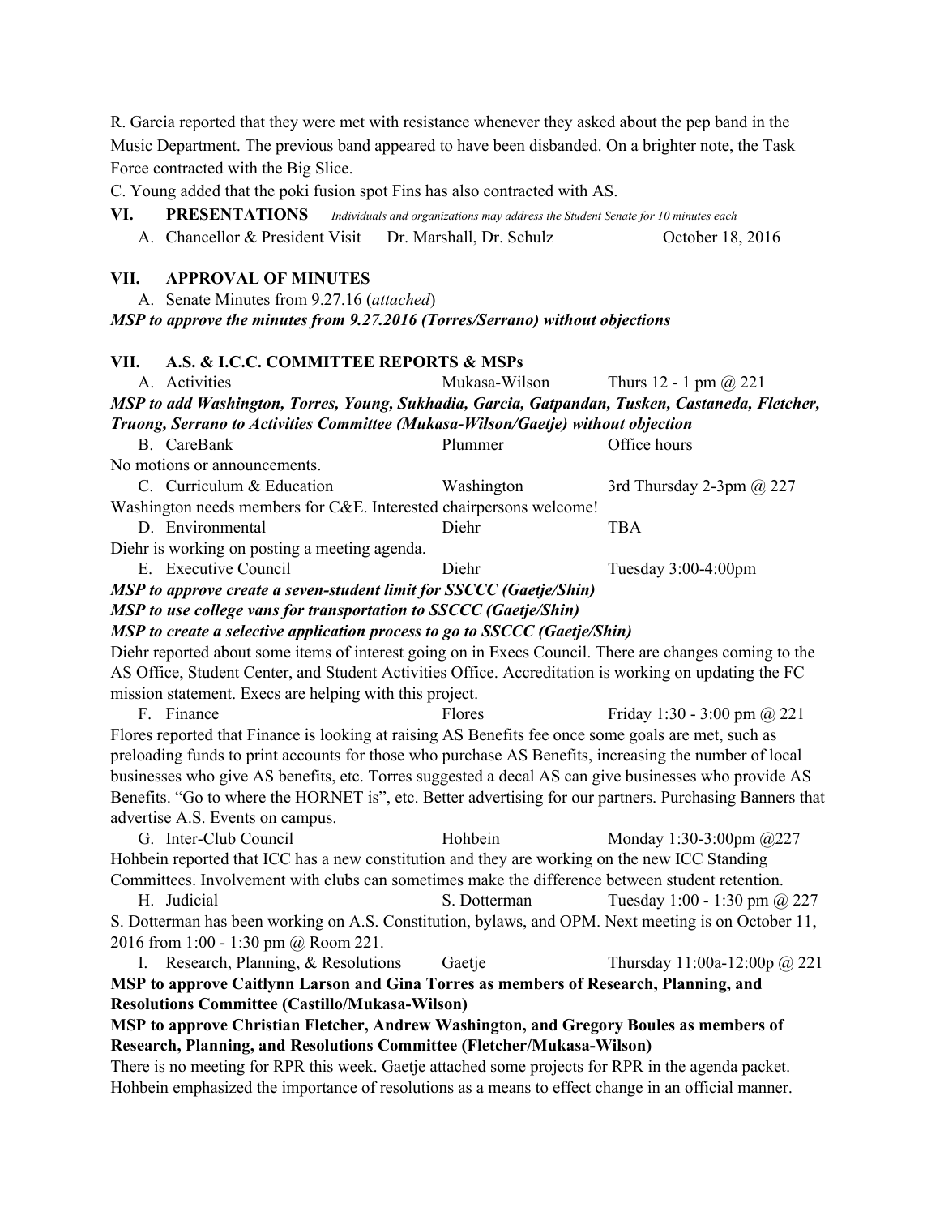R. Garcia reported that they were met with resistance whenever they asked about the pep band in the Music Department. The previous band appeared to have been disbanded. On a brighter note, the Task Force contracted with the Big Slice.

C. Young added that the poki fusion spot Fins has also contracted with AS.

## VI. PRESENTATIONS *Individuals and organizations may address the Student Senate for 10 minutes each*

A. Chancellor & President Visit — Dr. Marshall, Dr. Schulz — October 18, 2016

## VII. APPROVAL OF MINUTES

A. Senate Minutes from 9.27.16 (*attached*)

***MSP to approve the minutes from 9.27.2016 (Torres/Serrano) without objections***

## VII. A.S. & I.C.C. COMMITTEE REPORTS & MSPs

A. Activities — Mukasa-Wilson — Thurs 12 - 1 pm @ 221

***MSP to add Washington, Torres, Young, Sukhadia, Garcia, Gatpandan, Tusken, Castaneda, Fletcher, Truong, Serrano to Activities Committee (Mukasa-Wilson/Gaetje) without objection***

B. CareBank — Plummer — Office hours

No motions or announcements.

C. Curriculum & Education — Washington — 3rd Thursday 2-3pm @ 227

Washington needs members for C&E. Interested chairpersons welcome!

D. Environmental — Diehr — TBA

Diehr is working on posting a meeting agenda.

E. Executive Council — Diehr — Tuesday 3:00-4:00pm

***MSP to approve create a seven-student limit for SSCCC (Gaetje/Shin)***

***MSP to use college vans for transportation to SSCCC (Gaetje/Shin)***

***MSP to create a selective application process to go to SSCCC (Gaetje/Shin)***

Diehr reported about some items of interest going on in Execs Council. There are changes coming to the AS Office, Student Center, and Student Activities Office. Accreditation is working on updating the FC mission statement. Execs are helping with this project.

F. Finance — Flores — Friday 1:30 - 3:00 pm @ 221

Flores reported that Finance is looking at raising AS Benefits fee once some goals are met, such as preloading funds to print accounts for those who purchase AS Benefits, increasing the number of local businesses who give AS benefits, etc. Torres suggested a decal AS can give businesses who provide AS Benefits. "Go to where the HORNET is", etc. Better advertising for our partners. Purchasing Banners that advertise A.S. Events on campus.

G. Inter-Club Council — Hohbein — Monday 1:30-3:00pm @227

Hohbein reported that ICC has a new constitution and they are working on the new ICC Standing Committees. Involvement with clubs can sometimes make the difference between student retention.

H. Judicial — S. Dotterman — Tuesday 1:00 - 1:30 pm @ 227

S. Dotterman has been working on A.S. Constitution, bylaws, and OPM. Next meeting is on October 11, 2016 from 1:00 - 1:30 pm @ Room 221.

I. Research, Planning, & Resolutions — Gaetje — Thursday 11:00a-12:00p @ 221

**MSP to approve Caitlynn Larson and Gina Torres as members of Research, Planning, and Resolutions Committee (Castillo/Mukasa-Wilson)**

**MSP to approve Christian Fletcher, Andrew Washington, and Gregory Boules as members of Research, Planning, and Resolutions Committee (Fletcher/Mukasa-Wilson)**

There is no meeting for RPR this week. Gaetje attached some projects for RPR in the agenda packet. Hohbein emphasized the importance of resolutions as a means to effect change in an official manner.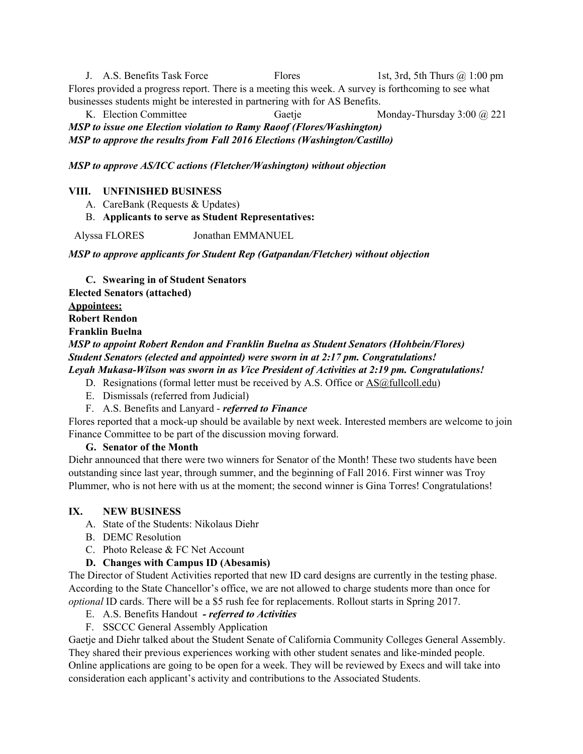J. A.S. Benefits Task Force Flores 1st, 3rd, 5th Thurs @ 1:00 pm

Flores provided a progress report. There is a meeting this week. A survey is forthcoming to see what businesses students might be interested in partnering with for AS Benefits.

K. Election Committee Gaetje Monday-Thursday 3:00 @ 221

***MSP to issue one Election violation to Ramy Raoof (Flores/Washington)***
***MSP to approve the results from Fall 2016 Elections (Washington/Castillo)***

***MSP to approve AS/ICC actions (Fletcher/Washington) without objection***

## VIII. UNFINISHED BUSINESS

A. CareBank (Requests & Updates)

B. **Applicants to serve as Student Representatives:**

Alyssa FLORES Jonathan EMMANUEL

***MSP to approve applicants for Student Rep (Gatpandan/Fletcher) without objection***

**C. Swearing in of Student Senators**

**Elected Senators (attached)**

**<u>Appointees:</u>**

**Robert Rendon**

**Franklin Buelna**

***MSP to appoint Robert Rendon and Franklin Buelna as Student Senators (Hohbein/Flores)***
***Student Senators (elected and appointed) were sworn in at 2:17 pm. Congratulations!***
***Leyah Mukasa-Wilson was sworn in as Vice President of Activities at 2:19 pm. Congratulations!***

D. Resignations (formal letter must be received by A.S. Office or AS@fullcoll.edu)

E. Dismissals (referred from Judicial)

F. A.S. Benefits and Lanyard - ***referred to Finance***

Flores reported that a mock-up should be available by next week. Interested members are welcome to join Finance Committee to be part of the discussion moving forward.

**G. Senator of the Month**

Diehr announced that there were two winners for Senator of the Month! These two students have been outstanding since last year, through summer, and the beginning of Fall 2016. First winner was Troy Plummer, who is not here with us at the moment; the second winner is Gina Torres! Congratulations!

## IX. NEW BUSINESS

A. State of the Students: Nikolaus Diehr

B. DEMC Resolution

C. Photo Release & FC Net Account

**D. Changes with Campus ID (Abesamis)**

The Director of Student Activities reported that new ID card designs are currently in the testing phase. According to the State Chancellor's office, we are not allowed to charge students more than once for *optional* ID cards. There will be a $5 rush fee for replacements. Rollout starts in Spring 2017.

E. A.S. Benefits Handout **- *referred to Activities***

F. SSCCC General Assembly Application

Gaetje and Diehr talked about the Student Senate of California Community Colleges General Assembly. They shared their previous experiences working with other student senates and like-minded people. Online applications are going to be open for a week. They will be reviewed by Execs and will take into consideration each applicant's activity and contributions to the Associated Students.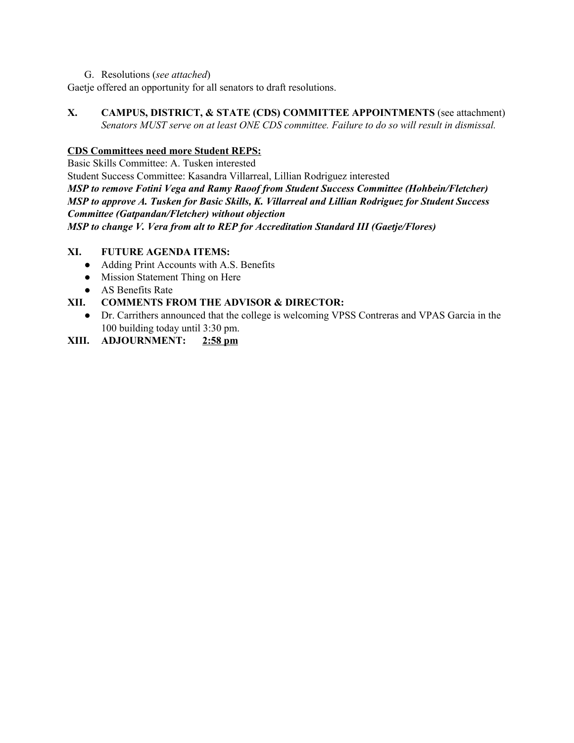G. Resolutions (*see attached*)

Gaetje offered an opportunity for all senators to draft resolutions.

## X. CAMPUS, DISTRICT, & STATE (CDS) COMMITTEE APPOINTMENTS (see attachment)

*Senators MUST serve on at least ONE CDS committee. Failure to do so will result in dismissal.*

**CDS Committees need more Student REPS:**

Basic Skills Committee: A. Tusken interested

Student Success Committee: Kasandra Villarreal, Lillian Rodriguez interested

***MSP to remove Fotini Vega and Ramy Raoof from Student Success Committee (Hohbein/Fletcher)***

***MSP to approve A. Tusken for Basic Skills, K. Villarreal and Lillian Rodriguez for Student Success Committee (Gatpandan/Fletcher) without objection***

***MSP to change V. Vera from alt to REP for Accreditation Standard III (Gaetje/Flores)***

## XI. FUTURE AGENDA ITEMS:

- Adding Print Accounts with A.S. Benefits
- Mission Statement Thing on Here
- AS Benefits Rate

## XII. COMMENTS FROM THE ADVISOR & DIRECTOR:

- Dr. Carrithers announced that the college is welcoming VPSS Contreras and VPAS Garcia in the 100 building today until 3:30 pm.

## XIII. ADJOURNMENT: 2:58 pm